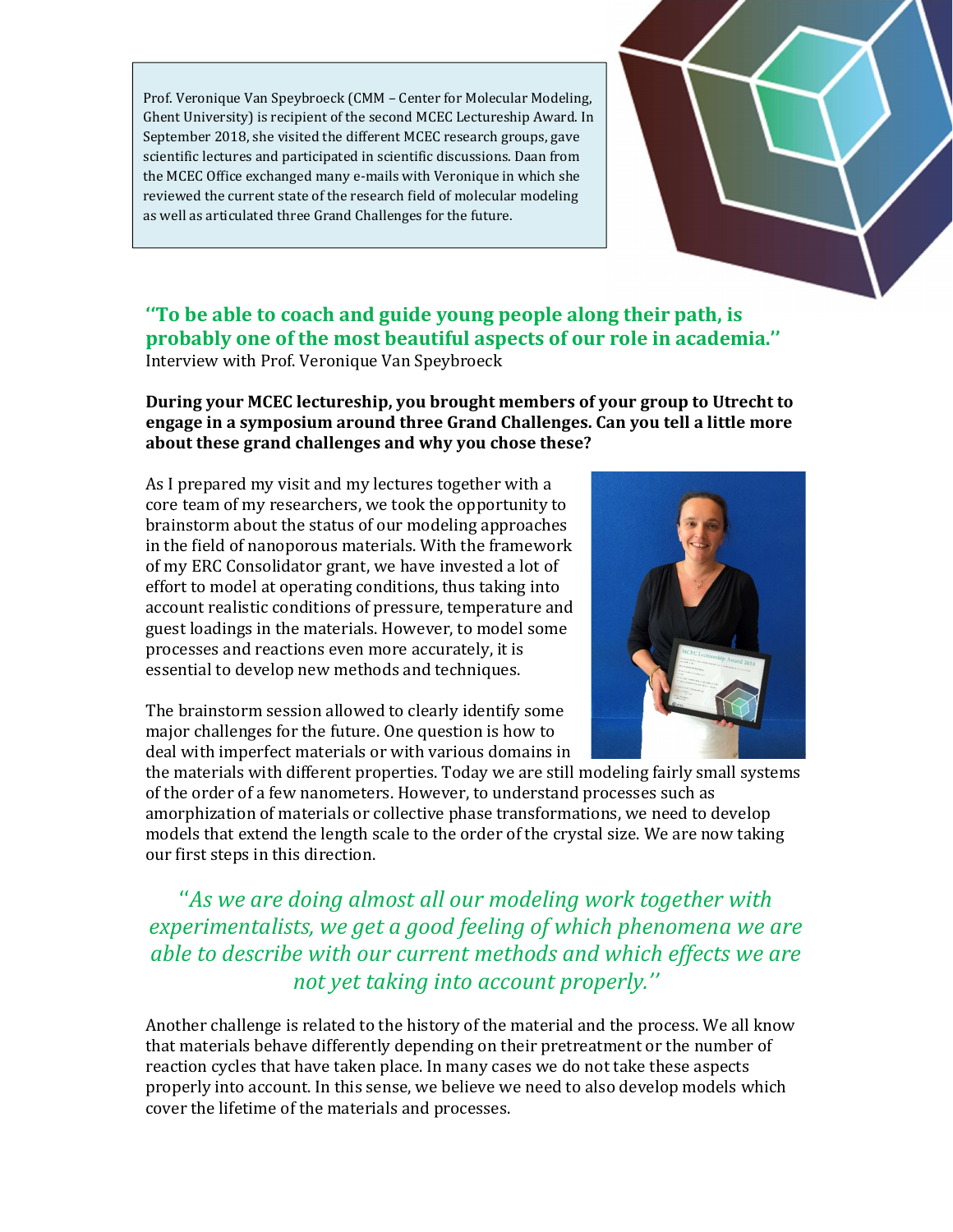Prof. Veronique Van Speybroeck (CMM – Center for Molecular Modeling, Ghent University) is recipient of the second MCEC Lectureship Award. In September 2018, she visited the different MCEC research groups, gave scientific lectures and participated in scientific discussions. Daan from the MCEC Office exchanged many e-mails with Veronique in which she reviewed the current state of the research field of molecular modeling as well as articulated three Grand Challenges for the future.

## ''To be able to coach and guide young people along their path, is probably one of the most beautiful aspects of our role in academia.''

Interview with Prof. Veronique Van Speybroeck

**During your MCEC lectureship, you brought members of your group to Utrecht to engage in a symposium around three Grand Challenges. Can you tell a little more about these grand challenges and why you chose these?**

As I prepared my visit and my lectures together with a core team of my researchers, we took the opportunity to brainstorm about the status of our modeling approaches in the field of nanoporous materials. With the framework of my ERC Consolidator grant, we have invested a lot of effort to model at operating conditions, thus taking into account realistic conditions of pressure, temperature and guest loadings in the materials. However, to model some processes and reactions even more accurately, it is essential to develop new methods and techniques.

The brainstorm session allowed to clearly identify some major challenges for the future. One question is how to deal with imperfect materials or with various domains in the materials with different properties. Today we are still modeling fairly small systems of the order of a few nanometers. However, to understand processes such as amorphization of materials or collective phase transformations, we need to develop models that extend the length scale to the order of the crystal size. We are now taking our first steps in this direction.

> *''As we are doing almost all our modeling work together with experimentalists, we get a good feeling of which phenomena we are able to describe with our current methods and which effects we are not yet taking into account properly.''*

Another challenge is related to the history of the material and the process. We all know that materials behave differently depending on their pretreatment or the number of reaction cycles that have taken place. In many cases we do not take these aspects properly into account. In this sense, we believe we need to also develop models which cover the lifetime of the materials and processes.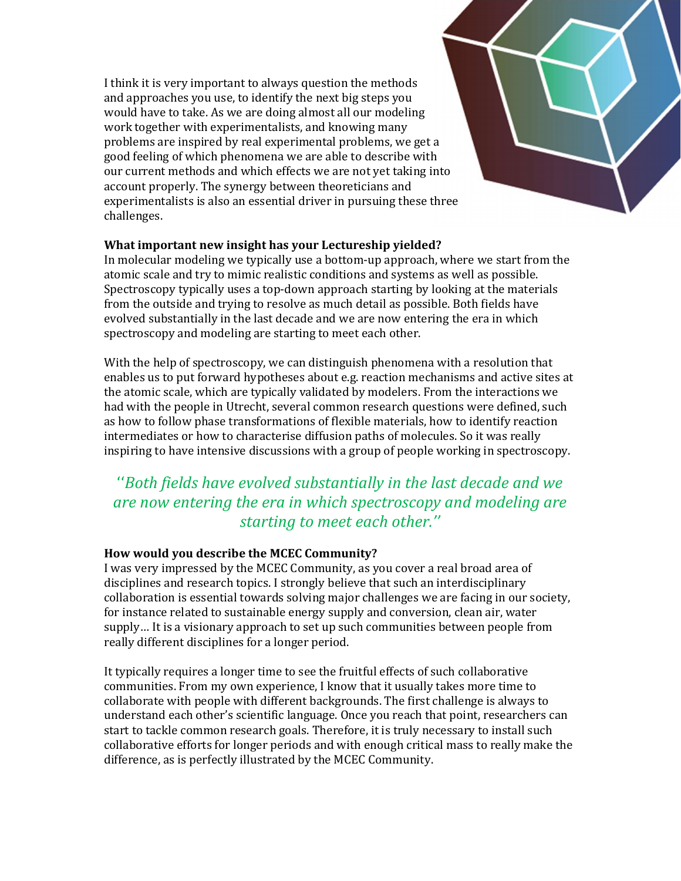I think it is very important to always question the methods and approaches you use, to identify the next big steps you would have to take. As we are doing almost all our modeling work together with experimentalists, and knowing many problems are inspired by real experimental problems, we get a good feeling of which phenomena we are able to describe with our current methods and which effects we are not yet taking into account properly. The synergy between theoreticians and experimentalists is also an essential driver in pursuing these three challenges.

**What important new insight has your Lectureship yielded?**

In molecular modeling we typically use a bottom-up approach, where we start from the atomic scale and try to mimic realistic conditions and systems as well as possible. Spectroscopy typically uses a top-down approach starting by looking at the materials from the outside and trying to resolve as much detail as possible. Both fields have evolved substantially in the last decade and we are now entering the era in which spectroscopy and modeling are starting to meet each other.

With the help of spectroscopy, we can distinguish phenomena with a resolution that enables us to put forward hypotheses about e.g. reaction mechanisms and active sites at the atomic scale, which are typically validated by modelers. From the interactions we had with the people in Utrecht, several common research questions were defined, such as how to follow phase transformations of flexible materials, how to identify reaction intermediates or how to characterise diffusion paths of molecules. So it was really inspiring to have intensive discussions with a group of people working in spectroscopy.

> *''Both fields have evolved substantially in the last decade and we are now entering the era in which spectroscopy and modeling are starting to meet each other.''*

**How would you describe the MCEC Community?**

I was very impressed by the MCEC Community, as you cover a real broad area of disciplines and research topics. I strongly believe that such an interdisciplinary collaboration is essential towards solving major challenges we are facing in our society, for instance related to sustainable energy supply and conversion, clean air, water supply… It is a visionary approach to set up such communities between people from really different disciplines for a longer period.

It typically requires a longer time to see the fruitful effects of such collaborative communities. From my own experience, I know that it usually takes more time to collaborate with people with different backgrounds. The first challenge is always to understand each other's scientific language. Once you reach that point, researchers can start to tackle common research goals. Therefore, it is truly necessary to install such collaborative efforts for longer periods and with enough critical mass to really make the difference, as is perfectly illustrated by the MCEC Community.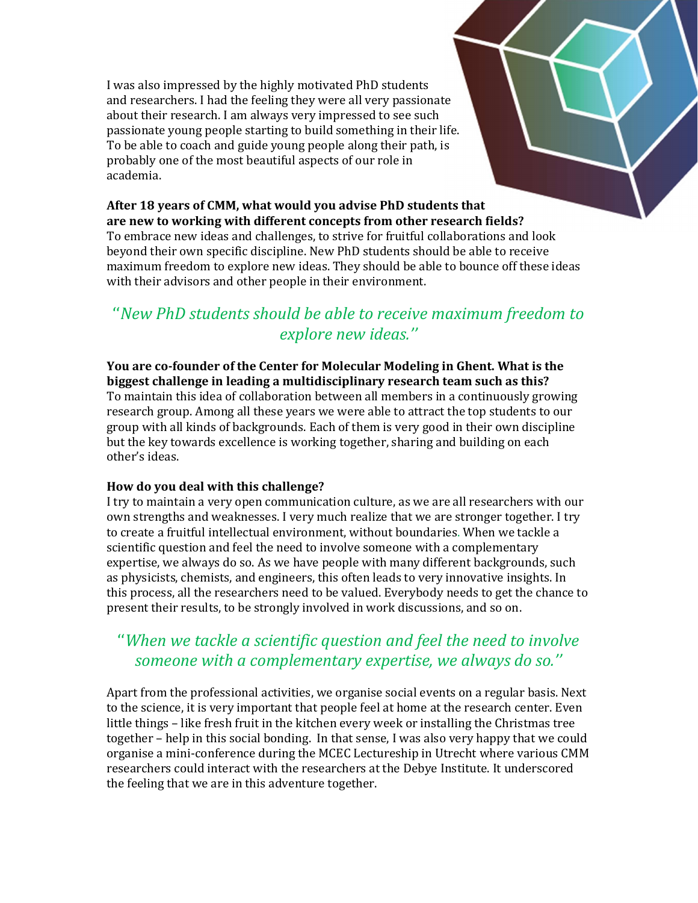I was also impressed by the highly motivated PhD students and researchers. I had the feeling they were all very passionate about their research. I am always very impressed to see such passionate young people starting to build something in their life. To be able to coach and guide young people along their path, is probably one of the most beautiful aspects of our role in academia.

**After 18 years of CMM, what would you advise PhD students that are new to working with different concepts from other research fields?**
To embrace new ideas and challenges, to strive for fruitful collaborations and look beyond their own specific discipline. New PhD students should be able to receive maximum freedom to explore new ideas. They should be able to bounce off these ideas with their advisors and other people in their environment.

> *"New PhD students should be able to receive maximum freedom to explore new ideas."*

**You are co-founder of the Center for Molecular Modeling in Ghent. What is the biggest challenge in leading a multidisciplinary research team such as this?**
To maintain this idea of collaboration between all members in a continuously growing research group. Among all these years we were able to attract the top students to our group with all kinds of backgrounds. Each of them is very good in their own discipline but the key towards excellence is working together, sharing and building on each other's ideas.

**How do you deal with this challenge?**
I try to maintain a very open communication culture, as we are all researchers with our own strengths and weaknesses. I very much realize that we are stronger together. I try to create a fruitful intellectual environment, without boundaries. When we tackle a scientific question and feel the need to involve someone with a complementary expertise, we always do so. As we have people with many different backgrounds, such as physicists, chemists, and engineers, this often leads to very innovative insights. In this process, all the researchers need to be valued. Everybody needs to get the chance to present their results, to be strongly involved in work discussions, and so on.

> *"When we tackle a scientific question and feel the need to involve someone with a complementary expertise, we always do so."*

Apart from the professional activities, we organise social events on a regular basis. Next to the science, it is very important that people feel at home at the research center. Even little things – like fresh fruit in the kitchen every week or installing the Christmas tree together – help in this social bonding. In that sense, I was also very happy that we could organise a mini-conference during the MCEC Lectureship in Utrecht where various CMM researchers could interact with the researchers at the Debye Institute. It underscored the feeling that we are in this adventure together.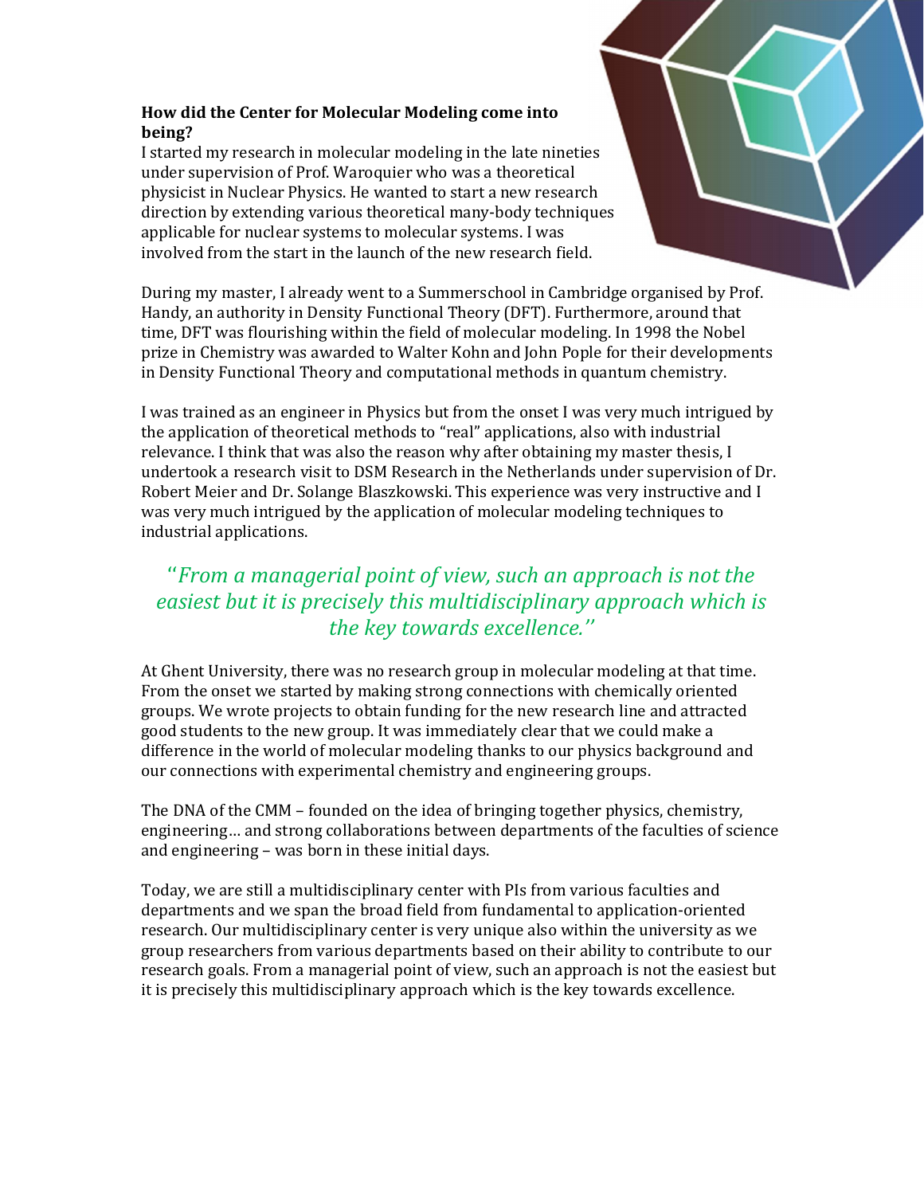**How did the Center for Molecular Modeling come into being?**

I started my research in molecular modeling in the late nineties under supervision of Prof. Waroquier who was a theoretical physicist in Nuclear Physics. He wanted to start a new research direction by extending various theoretical many-body techniques applicable for nuclear systems to molecular systems. I was involved from the start in the launch of the new research field.

During my master, I already went to a Summerschool in Cambridge organised by Prof. Handy, an authority in Density Functional Theory (DFT). Furthermore, around that time, DFT was flourishing within the field of molecular modeling. In 1998 the Nobel prize in Chemistry was awarded to Walter Kohn and John Pople for their developments in Density Functional Theory and computational methods in quantum chemistry.

I was trained as an engineer in Physics but from the onset I was very much intrigued by the application of theoretical methods to "real" applications, also with industrial relevance. I think that was also the reason why after obtaining my master thesis, I undertook a research visit to DSM Research in the Netherlands under supervision of Dr. Robert Meier and Dr. Solange Blaszkowski. This experience was very instructive and I was very much intrigued by the application of molecular modeling techniques to industrial applications.

> *''From a managerial point of view, such an approach is not the easiest but it is precisely this multidisciplinary approach which is the key towards excellence.''*

At Ghent University, there was no research group in molecular modeling at that time. From the onset we started by making strong connections with chemically oriented groups. We wrote projects to obtain funding for the new research line and attracted good students to the new group. It was immediately clear that we could make a difference in the world of molecular modeling thanks to our physics background and our connections with experimental chemistry and engineering groups.

The DNA of the CMM – founded on the idea of bringing together physics, chemistry, engineering… and strong collaborations between departments of the faculties of science and engineering – was born in these initial days.

Today, we are still a multidisciplinary center with PIs from various faculties and departments and we span the broad field from fundamental to application-oriented research. Our multidisciplinary center is very unique also within the university as we group researchers from various departments based on their ability to contribute to our research goals. From a managerial point of view, such an approach is not the easiest but it is precisely this multidisciplinary approach which is the key towards excellence.